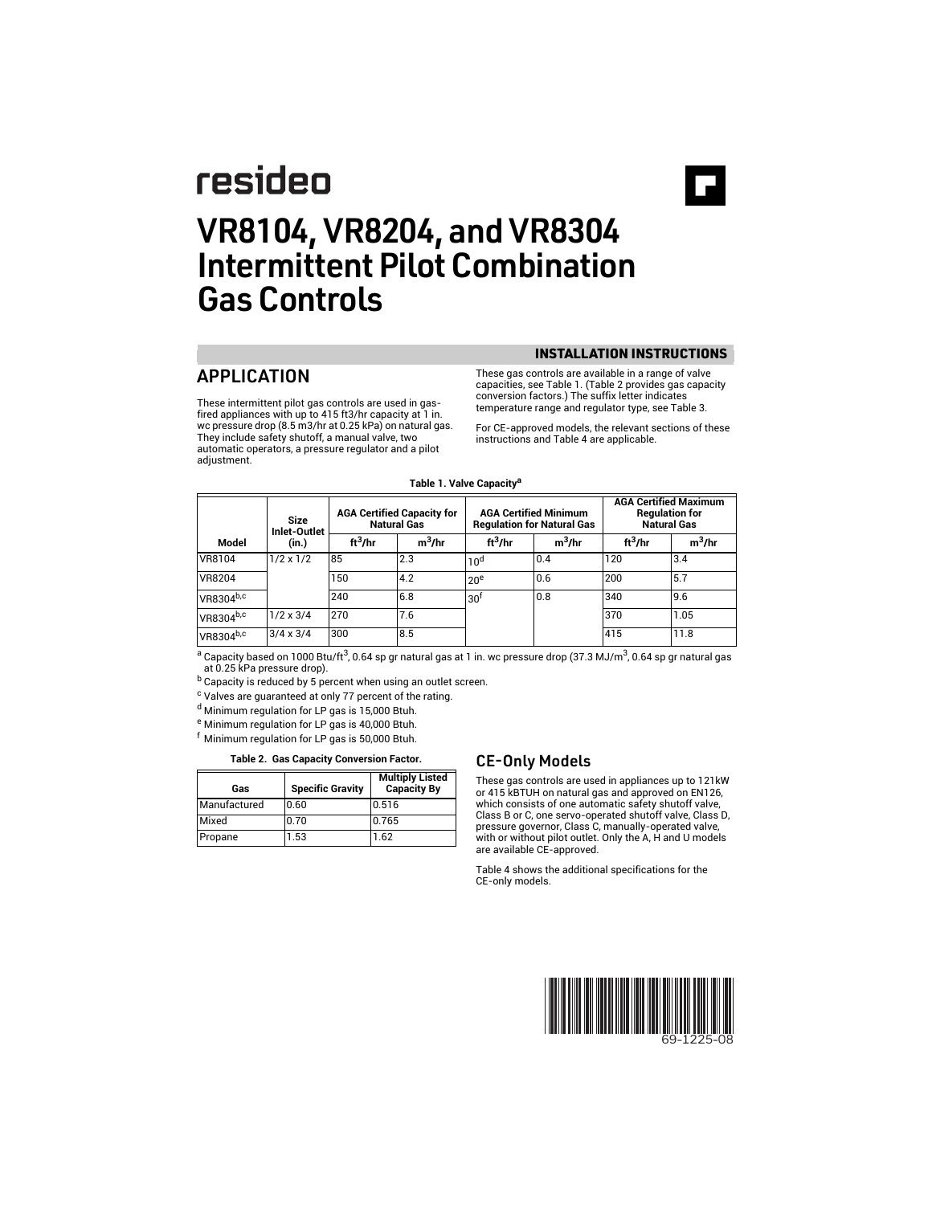resideo

# VR8104, VR8204, and VR8304 Intermittent Pilot Combination Gas Controls

**INSTALLATION INSTRUCTIONS**

## APPLICATION

These intermittent pilot gas controls are used in gas-fired appliances with up to 415 ft3/hr capacity at 1 in. wc pressure drop (8.5 m3/hr at 0.25 kPa) on natural gas. They include safety shutoff, a manual valve, two automatic operators, a pressure regulator and a pilot adjustment.

These gas controls are available in a range of valve capacities, see Table 1. (Table 2 provides gas capacity conversion factors.) The suffix letter indicates temperature range and regulator type, see Table 3.

For CE-approved models, the relevant sections of these instructions and Table 4 are applicable.

**Table 1. Valve Capacity[a]**

| Model | Size Inlet-Outlet (in.) | AGA Certified Capacity for Natural Gas | | AGA Certified Minimum Regulation for Natural Gas | | AGA Certified Maximum Regulation for Natural Gas | |
|---|---|---|---|---|---|---|---|
| | | $ft^3/hr$ | $m^3/hr$ | $ft^3/hr$ | $m^3/hr$ | $ft^3/hr$ | $m^3/hr$ |
| VR8104 | 1/2 x 1/2 | 85 | 2.3 | 10[d] | 0.4 | 120 | 3.4 |
| VR8204 | | 150 | 4.2 | 20[e] | 0.6 | 200 | 5.7 |
| VR8304[b,c] | | 240 | 6.8 | 30[f] | 0.8 | 340 | 9.6 |
| VR8304[b,c] | 1/2 x 3/4 | 270 | 7.6 | | | 370 | 1.05 |
| VR8304[b,c] | 3/4 x 3/4 | 300 | 8.5 | | | 415 | 11.8 |

[a] Capacity based on 1000 Btu/$ft^3$, 0.64 sp gr natural gas at 1 in. wc pressure drop (37.3 MJ/$m^3$, 0.64 sp gr natural gas at 0.25 kPa pressure drop).

[b] Capacity is reduced by 5 percent when using an outlet screen.

[c] Valves are guaranteed at only 77 percent of the rating.

[d] Minimum regulation for LP gas is 15,000 Btuh.

[e] Minimum regulation for LP gas is 40,000 Btuh.

[f] Minimum regulation for LP gas is 50,000 Btuh.

**Table 2. Gas Capacity Conversion Factor.**

| Gas | Specific Gravity | Multiply Listed Capacity By |
|---|---|---|
| Manufactured | 0.60 | 0.516 |
| Mixed | 0.70 | 0.765 |
| Propane | 1.53 | 1.62 |

### CE-Only Models

These gas controls are used in appliances up to 121kW or 415 kBTUH on natural gas and approved on EN126, which consists of one automatic safety shutoff valve, Class B or C, one servo-operated shutoff valve, Class D, pressure governor, Class C, manually-operated valve, with or without pilot outlet. Only the A, H and U models are available CE-approved.

Table 4 shows the additional specifications for the CE-only models.

69-1225-08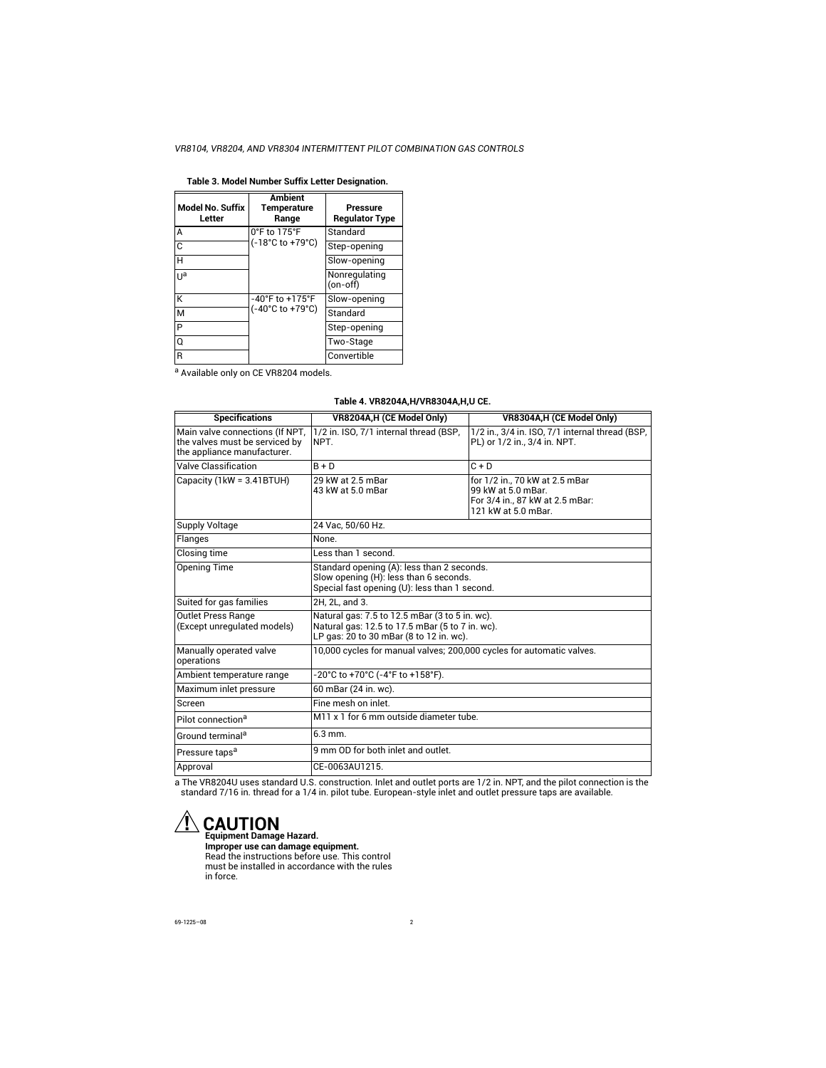**Table 3. Model Number Suffix Letter Designation.**

| Model No. Suffix Letter | Ambient Temperature Range | Pressure Regulator Type |
|---|---|---|
| A | 0°F to 175°F (-18°C to +79°C) | Standard |
| C | | Step-opening |
| H | | Slow-opening |
| U[a] | | Nonregulating (on-off) |
| K | -40°F to +175°F (-40°C to +79°C) | Slow-opening |
| M | | Standard |
| P | | Step-opening |
| Q | | Two-Stage |
| R | | Convertible |

[a] Available only on CE VR8204 models.

**Table 4. VR8204A,H/VR8304A,H,U CE.**

| Specifications | VR8204A,H (CE Model Only) | VR8304A,H (CE Model Only) |
|---|---|---|
| Main valve connections (If NPT, the valves must be serviced by the appliance manufacturer. | 1/2 in. ISO, 7/1 internal thread (BSP, NPT. | 1/2 in., 3/4 in. ISO, 7/1 internal thread (BSP, PL) or 1/2 in., 3/4 in. NPT. |
| Valve Classification | B + D | C + D |
| Capacity (1kW = 3.41BTUH) | 29 kW at 2.5 mBar<br>43 kW at 5.0 mBar | for 1/2 in., 70 kW at 2.5 mBar<br>99 kW at 5.0 mBar.<br>For 3/4 in., 87 kW at 2.5 mBar:<br>121 kW at 5.0 mBar. |
| Supply Voltage | 24 Vac, 50/60 Hz. | |
| Flanges | None. | |
| Closing time | Less than 1 second. | |
| Opening Time | Standard opening (A): less than 2 seconds.<br>Slow opening (H): less than 6 seconds.<br>Special fast opening (U): less than 1 second. | |
| Suited for gas families | 2H, 2L, and 3. | |
| Outlet Press Range (Except unregulated models) | Natural gas: 7.5 to 12.5 mBar (3 to 5 in. wc).<br>Natural gas: 12.5 to 17.5 mBar (5 to 7 in. wc).<br>LP gas: 20 to 30 mBar (8 to 12 in. wc). | |
| Manually operated valve operations | 10,000 cycles for manual valves; 200,000 cycles for automatic valves. | |
| Ambient temperature range | -20°C to +70°C (-4°F to +158°F). | |
| Maximum inlet pressure | 60 mBar (24 in. wc). | |
| Screen | Fine mesh on inlet. | |
| Pilot connection[a] | M11 x 1 for 6 mm outside diameter tube. | |
| Ground terminal[a] | 6.3 mm. | |
| Pressure taps[a] | 9 mm OD for both inlet and outlet. | |
| Approval | CE-0063AU1215. | |

a The VR8204U uses standard U.S. construction. Inlet and outlet ports are 1/2 in. NPT, and the pilot connection is the standard 7/16 in. thread for a 1/4 in. pilot tube. European-style inlet and outlet pressure taps are available.

## ⚠ CAUTION

**Equipment Damage Hazard.**
**Improper use can damage equipment.**
Read the instructions before use. This control must be installed in accordance with the rules in force.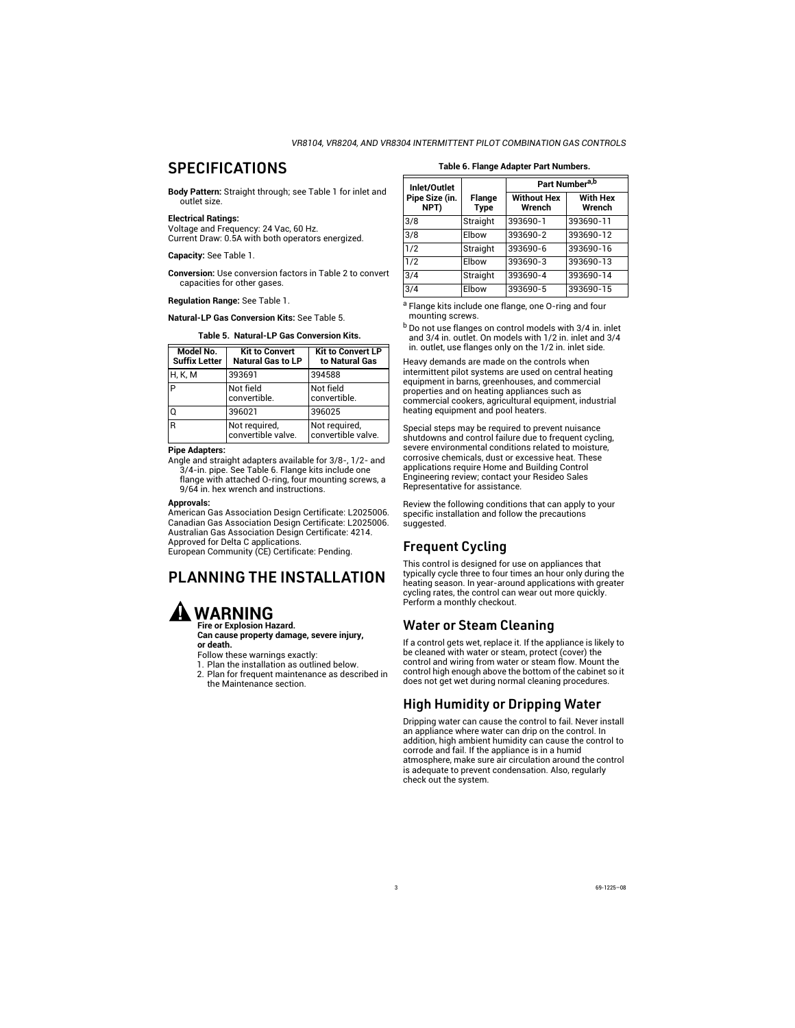# SPECIFICATIONS

**Body Pattern:** Straight through; see Table 1 for inlet and outlet size.

**Electrical Ratings:**
Voltage and Frequency: 24 Vac, 60 Hz.
Current Draw: 0.5A with both operators energized.

**Capacity:** See Table 1.

**Conversion:** Use conversion factors in Table 2 to convert capacities for other gases.

**Regulation Range:** See Table 1.

**Natural-LP Gas Conversion Kits:** See Table 5.

**Table 5. Natural-LP Gas Conversion Kits.**

| Model No. Suffix Letter | Kit to Convert Natural Gas to LP | Kit to Convert LP to Natural Gas |
|---|---|---|
| H, K, M | 393691 | 394588 |
| P | Not field convertible. | Not field convertible. |
| Q | 396021 | 396025 |
| R | Not required, convertible valve. | Not required, convertible valve. |

**Pipe Adapters:**
Angle and straight adapters available for 3/8-, 1/2- and 3/4-in. pipe. See Table 6. Flange kits include one flange with attached O-ring, four mounting screws, a 9/64 in. hex wrench and instructions.

**Approvals:**
American Gas Association Design Certificate: L2025006.
Canadian Gas Association Design Certificate: L2025006.
Australian Gas Association Design Certificate: 4214.
Approved for Delta C applications.
European Community (CE) Certificate: Pending.

# PLANNING THE INSTALLATION

## WARNING

**Fire or Explosion Hazard.**
**Can cause property damage, severe injury, or death.**

Follow these warnings exactly:
1. Plan the installation as outlined below.
2. Plan for frequent maintenance as described in the Maintenance section.

**Table 6. Flange Adapter Part Numbers.**

| Inlet/Outlet Pipe Size (in. NPT) | Flange Type | Part Number[a,b] | |
|---|---|---|---|
| | | Without Hex Wrench | With Hex Wrench |
| 3/8 | Straight | 393690-1 | 393690-11 |
| 3/8 | Elbow | 393690-2 | 393690-12 |
| 1/2 | Straight | 393690-6 | 393690-16 |
| 1/2 | Elbow | 393690-3 | 393690-13 |
| 3/4 | Straight | 393690-4 | 393690-14 |
| 3/4 | Elbow | 393690-5 | 393690-15 |

[a] Flange kits include one flange, one O-ring and four mounting screws.

[b] Do not use flanges on control models with 3/4 in. inlet and 3/4 in. outlet. On models with 1/2 in. inlet and 3/4 in. outlet, use flanges only on the 1/2 in. inlet side.

Heavy demands are made on the controls when intermittent pilot systems are used on central heating equipment in barns, greenhouses, and commercial properties and on heating appliances such as commercial cookers, agricultural equipment, industrial heating equipment and pool heaters.

Special steps may be required to prevent nuisance shutdowns and control failure due to frequent cycling, severe environmental conditions related to moisture, corrosive chemicals, dust or excessive heat. These applications require Home and Building Control Engineering review; contact your Resideo Sales Representative for assistance.

Review the following conditions that can apply to your specific installation and follow the precautions suggested.

## Frequent Cycling

This control is designed for use on appliances that typically cycle three to four times an hour only during the heating season. In year-around applications with greater cycling rates, the control can wear out more quickly. Perform a monthly checkout.

## Water or Steam Cleaning

If a control gets wet, replace it. If the appliance is likely to be cleaned with water or steam, protect (cover) the control and wiring from water or steam flow. Mount the control high enough above the bottom of the cabinet so it does not get wet during normal cleaning procedures.

## High Humidity or Dripping Water

Dripping water can cause the control to fail. Never install an appliance where water can drip on the control. In addition, high ambient humidity can cause the control to corrode and fail. If the appliance is in a humid atmosphere, make sure air circulation around the control is adequate to prevent condensation. Also, regularly check out the system.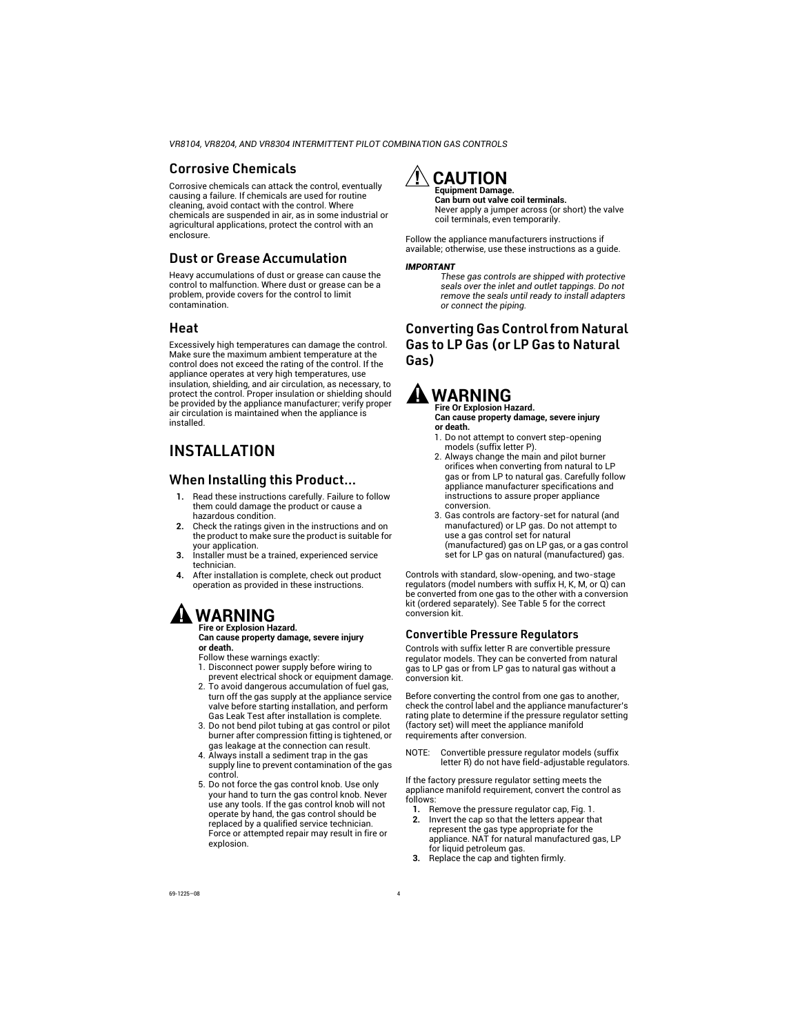## Corrosive Chemicals

Corrosive chemicals can attack the control, eventually causing a failure. If chemicals are used for routine cleaning, avoid contact with the control. Where chemicals are suspended in air, as in some industrial or agricultural applications, protect the control with an enclosure.

## Dust or Grease Accumulation

Heavy accumulations of dust or grease can cause the control to malfunction. Where dust or grease can be a problem, provide covers for the control to limit contamination.

## Heat

Excessively high temperatures can damage the control. Make sure the maximum ambient temperature at the control does not exceed the rating of the control. If the appliance operates at very high temperatures, use insulation, shielding, and air circulation, as necessary, to protect the control. Proper insulation or shielding should be provided by the appliance manufacturer; verify proper air circulation is maintained when the appliance is installed.

# INSTALLATION

## When Installing this Product...

1. Read these instructions carefully. Failure to follow them could damage the product or cause a hazardous condition.
2. Check the ratings given in the instructions and on the product to make sure the product is suitable for your application.
3. Installer must be a trained, experienced service technician.
4. After installation is complete, check out product operation as provided in these instructions.

### WARNING

**Fire or Explosion Hazard.**
**Can cause property damage, severe injury or death.**

Follow these warnings exactly:

1. Disconnect power supply before wiring to prevent electrical shock or equipment damage.
2. To avoid dangerous accumulation of fuel gas, turn off the gas supply at the appliance service valve before starting installation, and perform Gas Leak Test after installation is complete.
3. Do not bend pilot tubing at gas control or pilot burner after compression fitting is tightened, or gas leakage at the connection can result.
4. Always install a sediment trap in the gas supply line to prevent contamination of the gas control.
5. Do not force the gas control knob. Use only your hand to turn the gas control knob. Never use any tools. If the gas control knob will not operate by hand, the gas control should be replaced by a qualified service technician. Force or attempted repair may result in fire or explosion.

### CAUTION

**Equipment Damage.**
**Can burn out valve coil terminals.**

Never apply a jumper across (or short) the valve coil terminals, even temporarily.

Follow the appliance manufacturers instructions if available; otherwise, use these instructions as a guide.

***IMPORTANT***

*These gas controls are shipped with protective seals over the inlet and outlet tappings. Do not remove the seals until ready to install adapters or connect the piping.*

## Converting Gas Control from Natural Gas to LP Gas (or LP Gas to Natural Gas)

### WARNING

**Fire Or Explosion Hazard.**
**Can cause property damage, severe injury or death.**

1. Do not attempt to convert step-opening models (suffix letter P).
2. Always change the main and pilot burner orifices when converting from natural to LP gas or from LP to natural gas. Carefully follow appliance manufacturer specifications and instructions to assure proper appliance conversion.
3. Gas controls are factory-set for natural (and manufactured) or LP gas. Do not attempt to use a gas control set for natural (manufactured) gas on LP gas, or a gas control set for LP gas on natural (manufactured) gas.

Controls with standard, slow-opening, and two-stage regulators (model numbers with suffix H, K, M, or Q) can be converted from one gas to the other with a conversion kit (ordered separately). See Table 5 for the correct conversion kit.

### Convertible Pressure Regulators

Controls with suffix letter R are convertible pressure regulator models. They can be converted from natural gas to LP gas or from LP gas to natural gas without a conversion kit.

Before converting the control from one gas to another, check the control label and the appliance manufacturer's rating plate to determine if the pressure regulator setting (factory set) will meet the appliance manifold requirements after conversion.

NOTE: Convertible pressure regulator models (suffix letter R) do not have field-adjustable regulators.

If the factory pressure regulator setting meets the appliance manifold requirement, convert the control as follows:

1. Remove the pressure regulator cap, Fig. 1.
2. Invert the cap so that the letters appear that represent the gas type appropriate for the appliance. NAT for natural manufactured gas, LP for liquid petroleum gas.
3. Replace the cap and tighten firmly.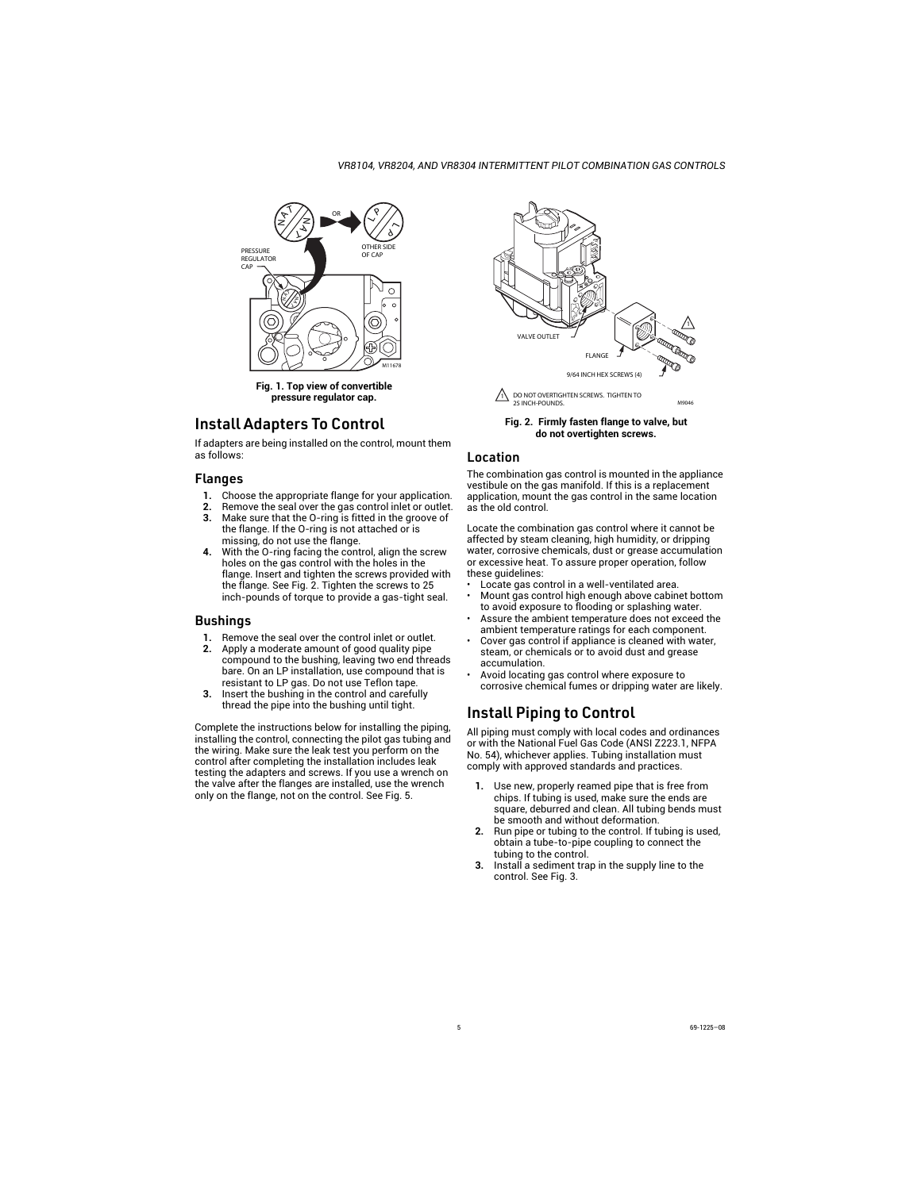Fig. 1. Top view of convertible pressure regulator cap.

## Install Adapters To Control

If adapters are being installed on the control, mount them as follows:

### Flanges

1. Choose the appropriate flange for your application.
2. Remove the seal over the gas control inlet or outlet.
3. Make sure that the O-ring is fitted in the groove of the flange. If the O-ring is not attached or is missing, do not use the flange.
4. With the O-ring facing the control, align the screw holes on the gas control with the holes in the flange. Insert and tighten the screws provided with the flange. See Fig. 2. Tighten the screws to 25 inch-pounds of torque to provide a gas-tight seal.

### Bushings

1. Remove the seal over the control inlet or outlet.
2. Apply a moderate amount of good quality pipe compound to the bushing, leaving two end threads bare. On an LP installation, use compound that is resistant to LP gas. Do not use Teflon tape.
3. Insert the bushing in the control and carefully thread the pipe into the bushing until tight.

Complete the instructions below for installing the piping, installing the control, connecting the pilot gas tubing and the wiring. Make sure the leak test you perform on the control after completing the installation includes leak testing the adapters and screws. If you use a wrench on the valve after the flanges are installed, use the wrench only on the flange, not on the control. See Fig. 5.

Fig. 2. Firmly fasten flange to valve, but do not overtighten screws.

### Location

The combination gas control is mounted in the appliance vestibule on the gas manifold. If this is a replacement application, mount the gas control in the same location as the old control.

Locate the combination gas control where it cannot be affected by steam cleaning, high humidity, or dripping water, corrosive chemicals, dust or grease accumulation or excessive heat. To assure proper operation, follow these guidelines:

- Locate gas control in a well-ventilated area.
- Mount gas control high enough above cabinet bottom to avoid exposure to flooding or splashing water.
- Assure the ambient temperature does not exceed the ambient temperature ratings for each component.
- Cover gas control if appliance is cleaned with water, steam, or chemicals or to avoid dust and grease accumulation.
- Avoid locating gas control where exposure to corrosive chemical fumes or dripping water are likely.

## Install Piping to Control

All piping must comply with local codes and ordinances or with the National Fuel Gas Code (ANSI Z223.1, NFPA No. 54), whichever applies. Tubing installation must comply with approved standards and practices.

1. Use new, properly reamed pipe that is free from chips. If tubing is used, make sure the ends are square, deburred and clean. All tubing bends must be smooth and without deformation.
2. Run pipe or tubing to the control. If tubing is used, obtain a tube-to-pipe coupling to connect the tubing to the control.
3. Install a sediment trap in the supply line to the control. See Fig. 3.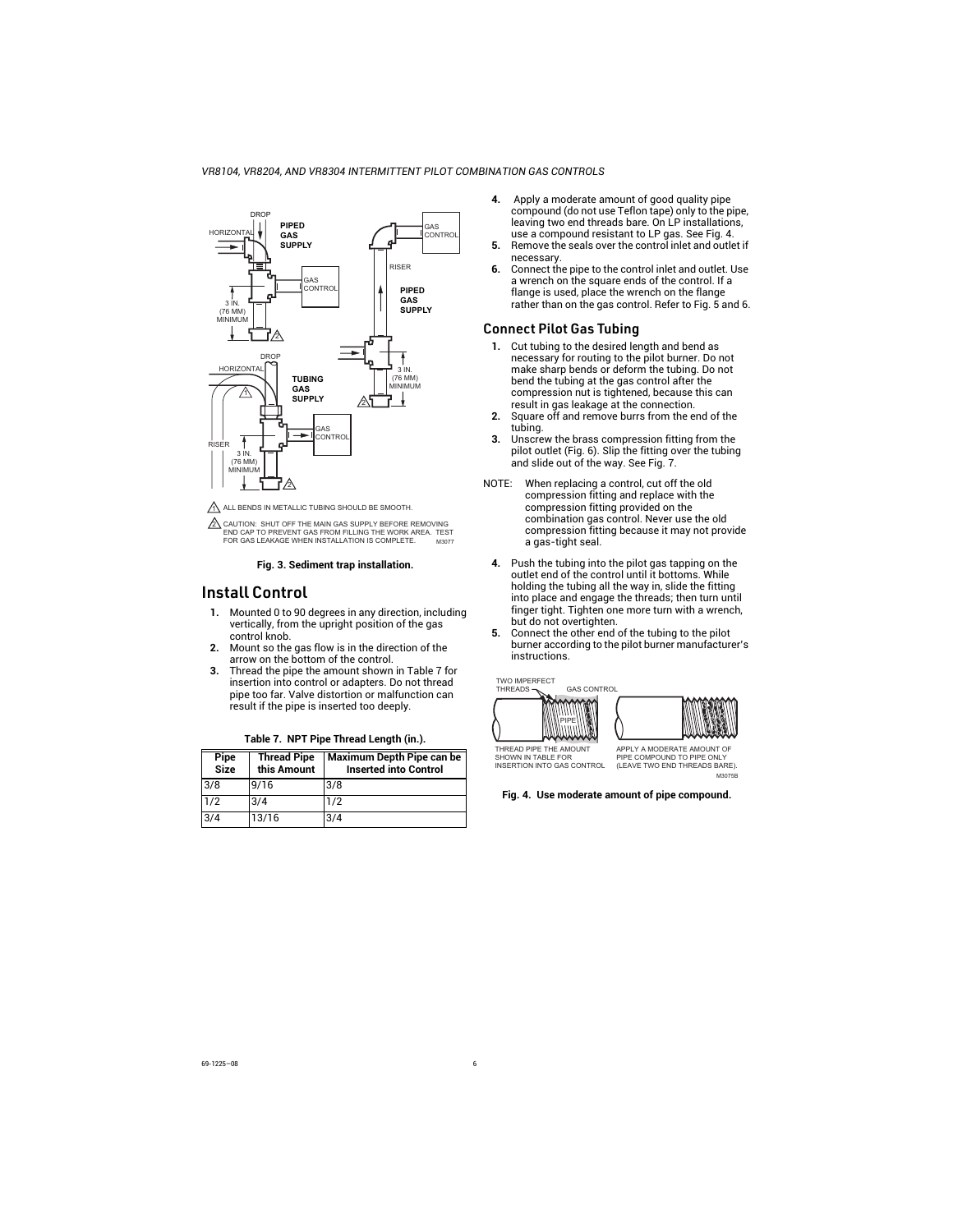ALL BENDS IN METALLIC TUBING SHOULD BE SMOOTH.

CAUTION: SHUT OFF THE MAIN GAS SUPPLY BEFORE REMOVING END CAP TO PREVENT GAS FROM FILLING THE WORK AREA. TEST FOR GAS LEAKAGE WHEN INSTALLATION IS COMPLETE.

**Fig. 3. Sediment trap installation.**

## Install Control

1. Mounted 0 to 90 degrees in any direction, including vertically, from the upright position of the gas control knob.
2. Mount so the gas flow is in the direction of the arrow on the bottom of the control.
3. Thread the pipe the amount shown in Table 7 for insertion into control or adapters. Do not thread pipe too far. Valve distortion or malfunction can result if the pipe is inserted too deeply.

**Table 7. NPT Pipe Thread Length (in.).**

| Pipe Size | Thread Pipe this Amount | Maximum Depth Pipe can be Inserted into Control |
|---|---|---|
| 3/8 | 9/16 | 3/8 |
| 1/2 | 3/4 | 1/2 |
| 3/4 | 13/16 | 3/4 |

4. Apply a moderate amount of good quality pipe compound (do not use Teflon tape) only to the pipe, leaving two end threads bare. On LP installations, use a compound resistant to LP gas. See Fig. 4.
5. Remove the seals over the control inlet and outlet if necessary.
6. Connect the pipe to the control inlet and outlet. Use a wrench on the square ends of the control. If a flange is used, place the wrench on the flange rather than on the gas control. Refer to Fig. 5 and 6.

### Connect Pilot Gas Tubing

1. Cut tubing to the desired length and bend as necessary for routing to the pilot burner. Do not make sharp bends or deform the tubing. Do not bend the tubing at the gas control after the compression nut is tightened, because this can result in gas leakage at the connection.
2. Square off and remove burrs from the end of the tubing.
3. Unscrew the brass compression fitting from the pilot outlet (Fig. 6). Slip the fitting over the tubing and slide out of the way. See Fig. 7.

NOTE: When replacing a control, cut off the old compression fitting and replace with the compression fitting provided on the combination gas control. Never use the old compression fitting because it may not provide a gas-tight seal.

4. Push the tubing into the pilot gas tapping on the outlet end of the control until it bottoms. While holding the tubing all the way in, slide the fitting into place and engage the threads; then turn until finger tight. Tighten one more turn with a wrench, but do not overtighten.
5. Connect the other end of the tubing to the pilot burner according to the pilot burner manufacturer's instructions.

TWO IMPERFECT THREADS — GAS CONTROL — PIPE

THREAD PIPE THE AMOUNT SHOWN IN TABLE FOR INSERTION INTO GAS CONTROL

APPLY A MODERATE AMOUNT OF PIPE COMPOUND TO PIPE ONLY (LEAVE TWO END THREADS BARE).

**Fig. 4. Use moderate amount of pipe compound.**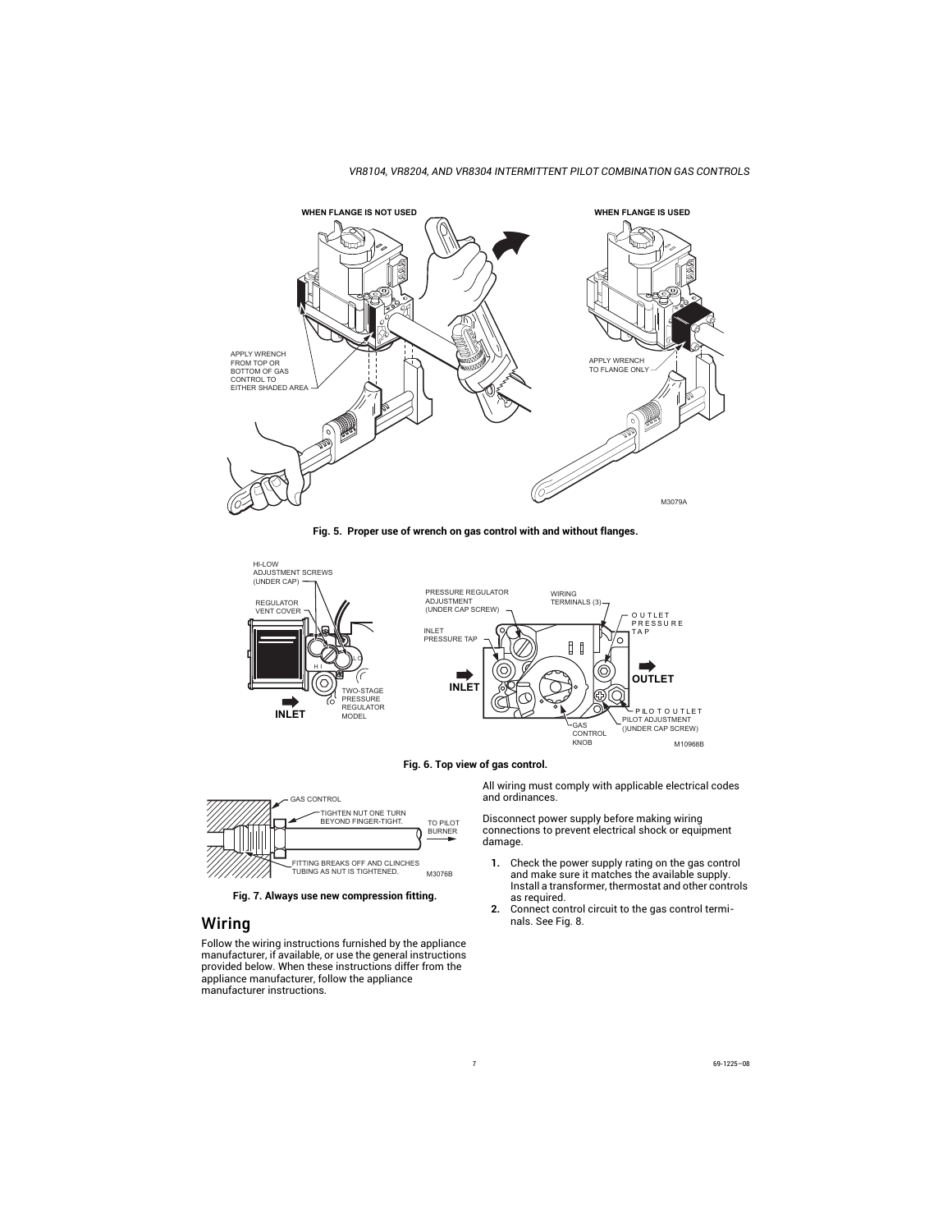Fig. 5. Proper use of wrench on gas control with and without flanges.

Fig. 6. Top view of gas control.

Fig. 7. Always use new compression fitting.

## Wiring

Follow the wiring instructions furnished by the appliance manufacturer, if available, or use the general instructions provided below. When these instructions differ from the appliance manufacturer, follow the appliance manufacturer instructions.

All wiring must comply with applicable electrical codes and ordinances.

Disconnect power supply before making wiring connections to prevent electrical shock or equipment damage.

1. Check the power supply rating on the gas control and make sure it matches the available supply. Install a transformer, thermostat and other controls as required.
2. Connect control circuit to the gas control terminals. See Fig. 8.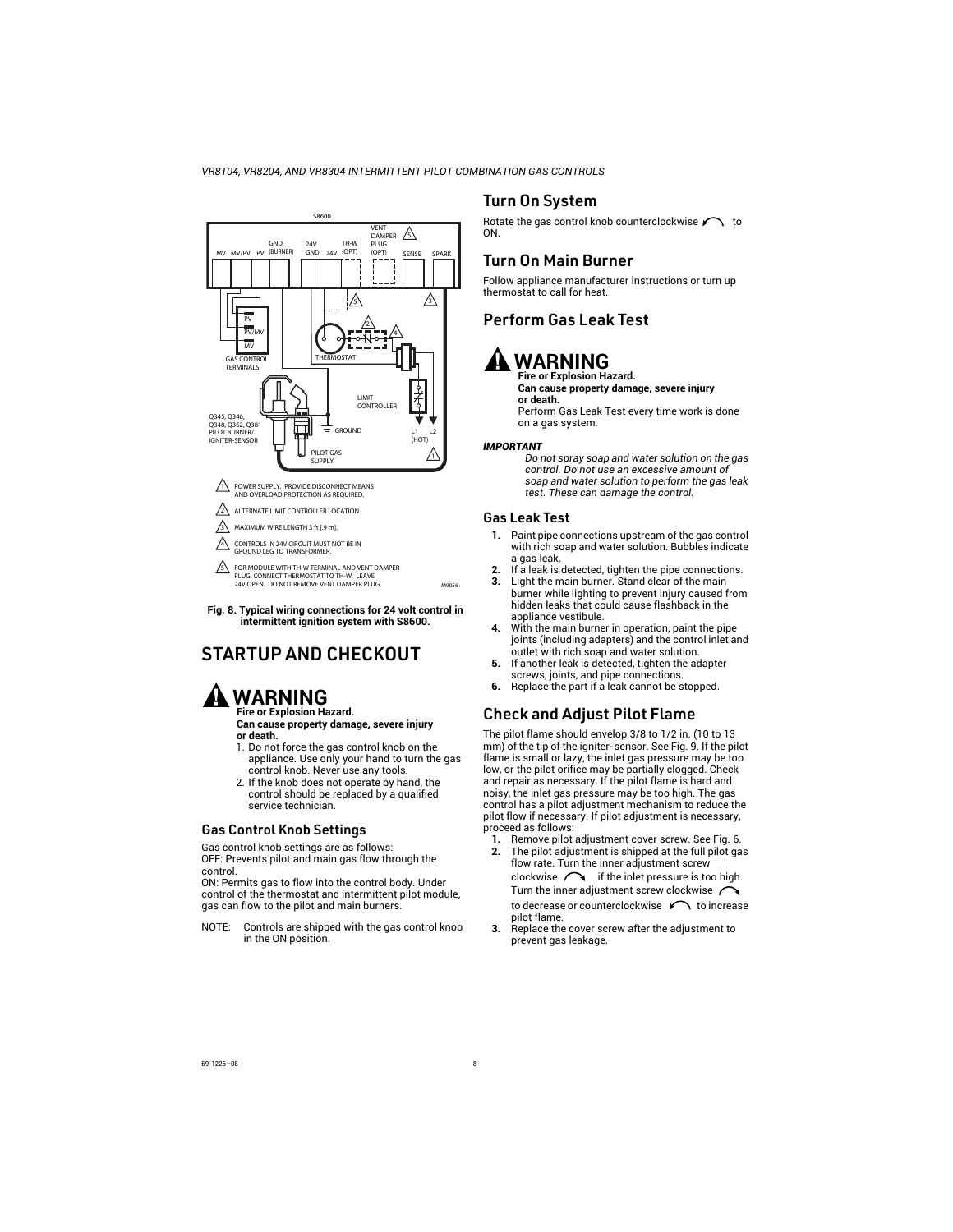1. POWER SUPPLY. PROVIDE DISCONNECT MEANS AND OVERLOAD PROTECTION AS REQUIRED.
2. ALTERNATE LIMIT CONTROLLER LOCATION.
3. MAXIMUM WIRE LENGTH 3 ft [.9 m].
4. CONTROLS IN 24V CIRCUIT MUST NOT BE IN GROUND LEG TO TRANSFORMER.
5. FOR MODULE WITH TH-W TERMINAL AND VENT DAMPER PLUG, CONNECT THERMOSTAT TO TH-W. LEAVE 24V OPEN. DO NOT REMOVE VENT DAMPER PLUG.

**Fig. 8. Typical wiring connections for 24 volt control in intermittent ignition system with S8600.**

# STARTUP AND CHECKOUT

## ⚠ WARNING

**Fire or Explosion Hazard.**
**Can cause property damage, severe injury or death.**

1. Do not force the gas control knob on the appliance. Use only your hand to turn the gas control knob. Never use any tools.
2. If the knob does not operate by hand, the control should be replaced by a qualified service technician.

### Gas Control Knob Settings

Gas control knob settings are as follows:
OFF: Prevents pilot and main gas flow through the control.
ON: Permits gas to flow into the control body. Under control of the thermostat and intermittent pilot module, gas can flow to the pilot and main burners.

NOTE: Controls are shipped with the gas control knob in the ON position.

## Turn On System

Rotate the gas control knob counterclockwise to ON.

## Turn On Main Burner

Follow appliance manufacturer instructions or turn up thermostat to call for heat.

## Perform Gas Leak Test

## ⚠ WARNING

**Fire or Explosion Hazard.**
**Can cause property damage, severe injury or death.**
Perform Gas Leak Test every time work is done on a gas system.

***IMPORTANT***
*Do not spray soap and water solution on the gas control. Do not use an excessive amount of soap and water solution to perform the gas leak test. These can damage the control.*

### Gas Leak Test

1. Paint pipe connections upstream of the gas control with rich soap and water solution. Bubbles indicate a gas leak.
2. If a leak is detected, tighten the pipe connections.
3. Light the main burner. Stand clear of the main burner while lighting to prevent injury caused from hidden leaks that could cause flashback in the appliance vestibule.
4. With the main burner in operation, paint the pipe joints (including adapters) and the control inlet and outlet with rich soap and water solution.
5. If another leak is detected, tighten the adapter screws, joints, and pipe connections.
6. Replace the part if a leak cannot be stopped.

## Check and Adjust Pilot Flame

The pilot flame should envelop 3/8 to 1/2 in. (10 to 13 mm) of the tip of the igniter-sensor. See Fig. 9. If the pilot flame is small or lazy, the inlet gas pressure may be too low, or the pilot orifice may be partially clogged. Check and repair as necessary. If the pilot flame is hard and noisy, the inlet gas pressure may be too high. The gas control has a pilot adjustment mechanism to reduce the pilot flow if necessary. If pilot adjustment is necessary, proceed as follows:

1. Remove pilot adjustment cover screw. See Fig. 6.
2. The pilot adjustment is shipped at the full pilot gas flow rate. Turn the inner adjustment screw clockwise if the inlet pressure is too high. Turn the inner adjustment screw clockwise to decrease or counterclockwise to increase pilot flame.
3. Replace the cover screw after the adjustment to prevent gas leakage.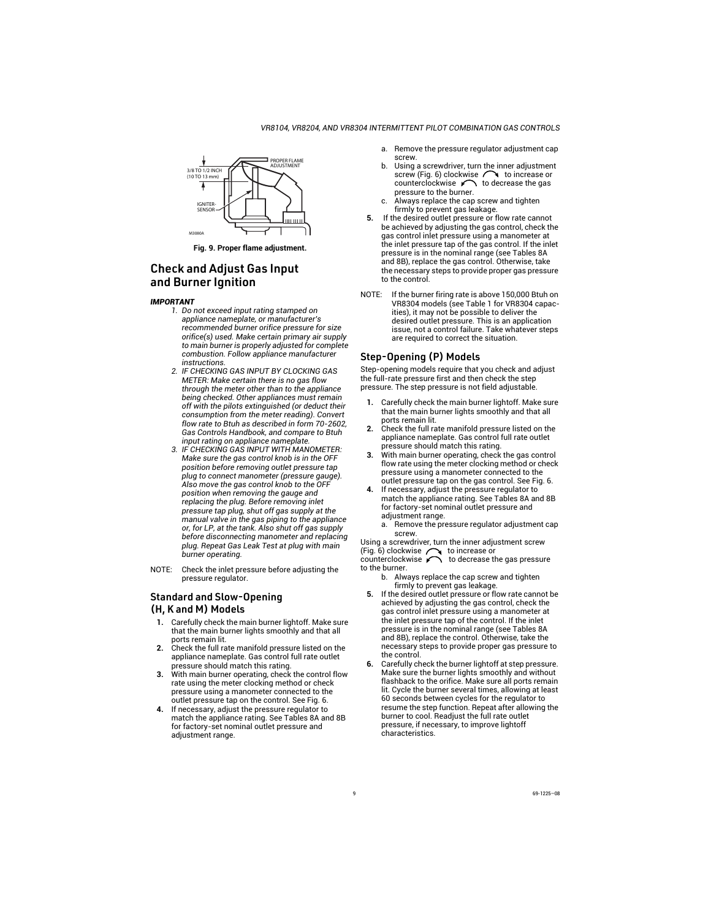PROPER FLAME ADJUSTMENT

3/8 TO 1/2 INCH (10 TO 13 mm)

IGNITER-SENSOR

M3080A

**Fig. 9. Proper flame adjustment.**

## Check and Adjust Gas Input and Burner Ignition

***IMPORTANT***

1. *Do not exceed input rating stamped on appliance nameplate, or manufacturer's recommended burner orifice pressure for size orifice(s) used. Make certain primary air supply to main burner is properly adjusted for complete combustion. Follow appliance manufacturer instructions.*
2. *IF CHECKING GAS INPUT BY CLOCKING GAS METER: Make certain there is no gas flow through the meter other than to the appliance being checked. Other appliances must remain off with the pilots extinguished (or deduct their consumption from the meter reading). Convert flow rate to Btuh as described in form 70-2602, Gas Controls Handbook, and compare to Btuh input rating on appliance nameplate.*
3. *IF CHECKING GAS INPUT WITH MANOMETER: Make sure the gas control knob is in the OFF position before removing outlet pressure tap plug to connect manometer (pressure gauge). Also move the gas control knob to the OFF position when removing the gauge and replacing the plug. Before removing inlet pressure tap plug, shut off gas supply at the manual valve in the gas piping to the appliance or, for LP, at the tank. Also shut off gas supply before disconnecting manometer and replacing plug. Repeat Gas Leak Test at plug with main burner operating.*

NOTE: Check the inlet pressure before adjusting the pressure regulator.

### Standard and Slow-Opening (H, K and M) Models

1. Carefully check the main burner lightoff. Make sure that the main burner lights smoothly and that all ports remain lit.
2. Check the full rate manifold pressure listed on the appliance nameplate. Gas control full rate outlet pressure should match this rating.
3. With main burner operating, check the control flow rate using the meter clocking method or check pressure using a manometer connected to the outlet pressure tap on the control. See Fig. 6.
4. If necessary, adjust the pressure regulator to match the appliance rating. See Tables 8A and 8B for factory-set nominal outlet pressure and adjustment range.
   a. Remove the pressure regulator adjustment cap screw.
   b. Using a screwdriver, turn the inner adjustment screw (Fig. 6) clockwise to increase or counterclockwise to decrease the gas pressure to the burner.
   c. Always replace the cap screw and tighten firmly to prevent gas leakage.
5. If the desired outlet pressure or flow rate cannot be achieved by adjusting the gas control, check the gas control inlet pressure using a manometer at the inlet pressure tap of the gas control. If the inlet pressure is in the nominal range (see Tables 8A and 8B), replace the gas control. Otherwise, take the necessary steps to provide proper gas pressure to the control.

NOTE: If the burner firing rate is above 150,000 Btuh on VR8304 models (see Table 1 for VR8304 capacities), it may not be possible to deliver the desired outlet pressure. This is an application issue, not a control failure. Take whatever steps are required to correct the situation.

### Step-Opening (P) Models

Step-opening models require that you check and adjust the full-rate pressure first and then check the step pressure. The step pressure is not field adjustable.

1. Carefully check the main burner lightoff. Make sure that the main burner lights smoothly and that all ports remain lit.
2. Check the full rate manifold pressure listed on the appliance nameplate. Gas control full rate outlet pressure should match this rating.
3. With main burner operating, check the gas control flow rate using the meter clocking method or check pressure using a manometer connected to the outlet pressure tap on the gas control. See Fig. 6.
4. If necessary, adjust the pressure regulator to match the appliance rating. See Tables 8A and 8B for factory-set nominal outlet pressure and adjustment range.
   a. Remove the pressure regulator adjustment cap screw.

Using a screwdriver, turn the inner adjustment screw (Fig. 6) clockwise to increase or counterclockwise to decrease the gas pressure to the burner.

   b. Always replace the cap screw and tighten firmly to prevent gas leakage.
5. If the desired outlet pressure or flow rate cannot be achieved by adjusting the gas control, check the gas control inlet pressure using a manometer at the inlet pressure tap of the control. If the inlet pressure is in the nominal range (see Tables 8A and 8B), replace the control. Otherwise, take the necessary steps to provide proper gas pressure to the control.
6. Carefully check the burner lightoff at step pressure. Make sure the burner lights smoothly and without flashback to the orifice. Make sure all ports remain lit. Cycle the burner several times, allowing at least 60 seconds between cycles for the regulator to resume the step function. Repeat after allowing the burner to cool. Readjust the full rate outlet pressure, if necessary, to improve lightoff characteristics.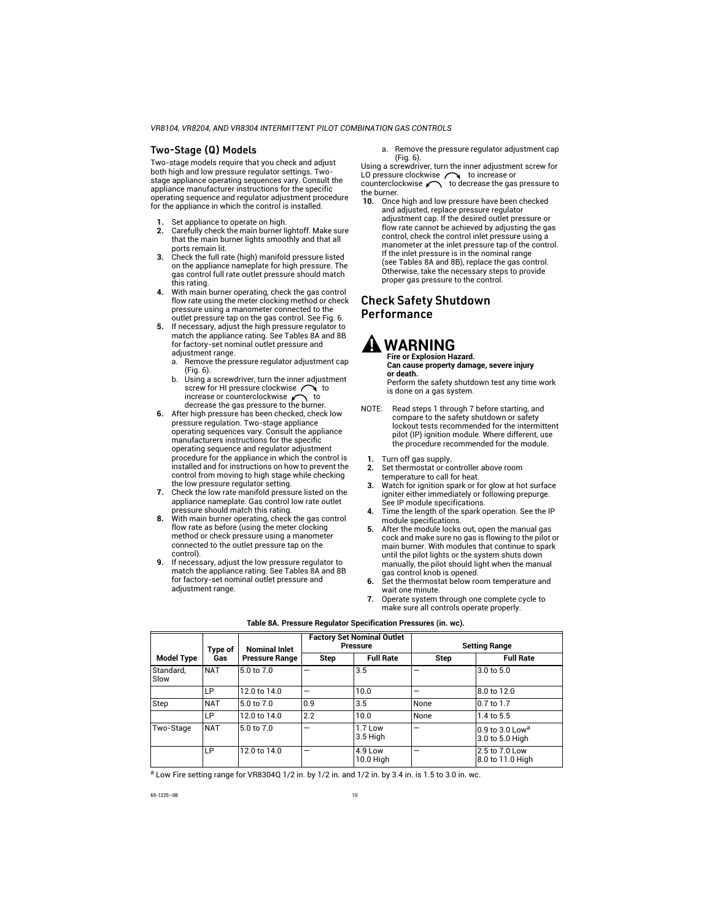## Two-Stage (Q) Models

Two-stage models require that you check and adjust both high and low pressure regulator settings. Two-stage appliance operating sequences vary. Consult the appliance manufacturer instructions for the specific operating sequence and regulator adjustment procedure for the appliance in which the control is installed.

1. Set appliance to operate on high.
2. Carefully check the main burner lightoff. Make sure that the main burner lights smoothly and that all ports remain lit.
3. Check the full rate (high) manifold pressure listed on the appliance nameplate for high pressure. The gas control full rate outlet pressure should match this rating.
4. With main burner operating, check the gas control flow rate using the meter clocking method or check pressure using a manometer connected to the outlet pressure tap on the gas control. See Fig. 6.
5. If necessary, adjust the high pressure regulator to match the appliance rating. See Tables 8A and 8B for factory-set nominal outlet pressure and adjustment range.
   a. Remove the pressure regulator adjustment cap (Fig. 6).
   b. Using a screwdriver, turn the inner adjustment screw for HI pressure clockwise to increase or counterclockwise to decrease the gas pressure to the burner.
6. After high pressure has been checked, check low pressure regulation. Two-stage appliance operating sequences vary. Consult the appliance manufacturers instructions for the specific operating sequence and regulator adjustment procedure for the appliance in which the control is installed and for instructions on how to prevent the control from moving to high stage while checking the low pressure regulator setting.
7. Check the low rate manifold pressure listed on the appliance nameplate. Gas control low rate outlet pressure should match this rating.
8. With main burner operating, check the gas control flow rate as before (using the meter clocking method or check pressure using a manometer connected to the outlet pressure tap on the control).
9. If necessary, adjust the low pressure regulator to match the appliance rating. See Tables 8A and 8B for factory-set nominal outlet pressure and adjustment range.
   a. Remove the pressure regulator adjustment cap (Fig. 6).

Using a screwdriver, turn the inner adjustment screw for LO pressure clockwise to increase or counterclockwise to decrease the gas pressure to the burner.

10. Once high and low pressure have been checked and adjusted, replace pressure regulator adjustment cap. If the desired outlet pressure or flow rate cannot be achieved by adjusting the gas control, check the control inlet pressure using a manometer at the inlet pressure tap of the control. If the inlet pressure is in the nominal range (see Tables 8A and 8B), replace the gas control. Otherwise, take the necessary steps to provide proper gas pressure to the control.

## Check Safety Shutdown Performance

**WARNING**
**Fire or Explosion Hazard.**
**Can cause property damage, severe injury or death.**
Perform the safety shutdown test any time work is done on a gas system.

NOTE: Read steps 1 through 7 before starting, and compare to the safety shutdown or safety lockout tests recommended for the intermittent pilot (IP) ignition module. Where different, use the procedure recommended for the module.

1. Turn off gas supply.
2. Set thermostat or controller above room temperature to call for heat.
3. Watch for ignition spark or for glow at hot surface igniter either immediately or following prepurge. See IP module specifications.
4. Time the length of the spark operation. See the IP module specifications.
5. After the module locks out, open the manual gas cock and make sure no gas is flowing to the pilot or main burner. With modules that continue to spark until the pilot lights or the system shuts down manually, the pilot should light when the manual gas control knob is opened.
6. Set the thermostat below room temperature and wait one minute.
7. Operate system through one complete cycle to make sure all controls operate properly.

**Table 8A. Pressure Regulator Specification Pressures (in. wc).**

| Model Type | Type of Gas | Nominal Inlet Pressure Range | Factory Set Nominal Outlet Pressure | | Setting Range | |
|---|---|---|---|---|---|---|
| | | | Step | Full Rate | Step | Full Rate |
| Standard, Slow | NAT | 5.0 to 7.0 | — | 3.5 | — | 3.0 to 5.0 |
| | LP | 12.0 to 14.0 | — | 10.0 | — | 8.0 to 12.0 |
| Step | NAT | 5.0 to 7.0 | 0.9 | 3.5 | None | 0.7 to 1.7 |
| | LP | 12.0 to 14.0 | 2.2 | 10.0 | None | 1.4 to 5.5 |
| Two-Stage | NAT | 5.0 to 7.0 | — | 1.7 Low<br>3.5 High | — | 0.9 to 3.0 Low[a]<br>3.0 to 5.0 High |
| | LP | 12.0 to 14.0 | — | 4.9 Low<br>10.0 High | — | 2.5 to 7.0 Low<br>8.0 to 11.0 High |

[a] Low Fire setting range for VR8304Q 1/2 in. by 1/2 in. and 1/2 in. by 3.4 in. is 1.5 to 3.0 in. wc.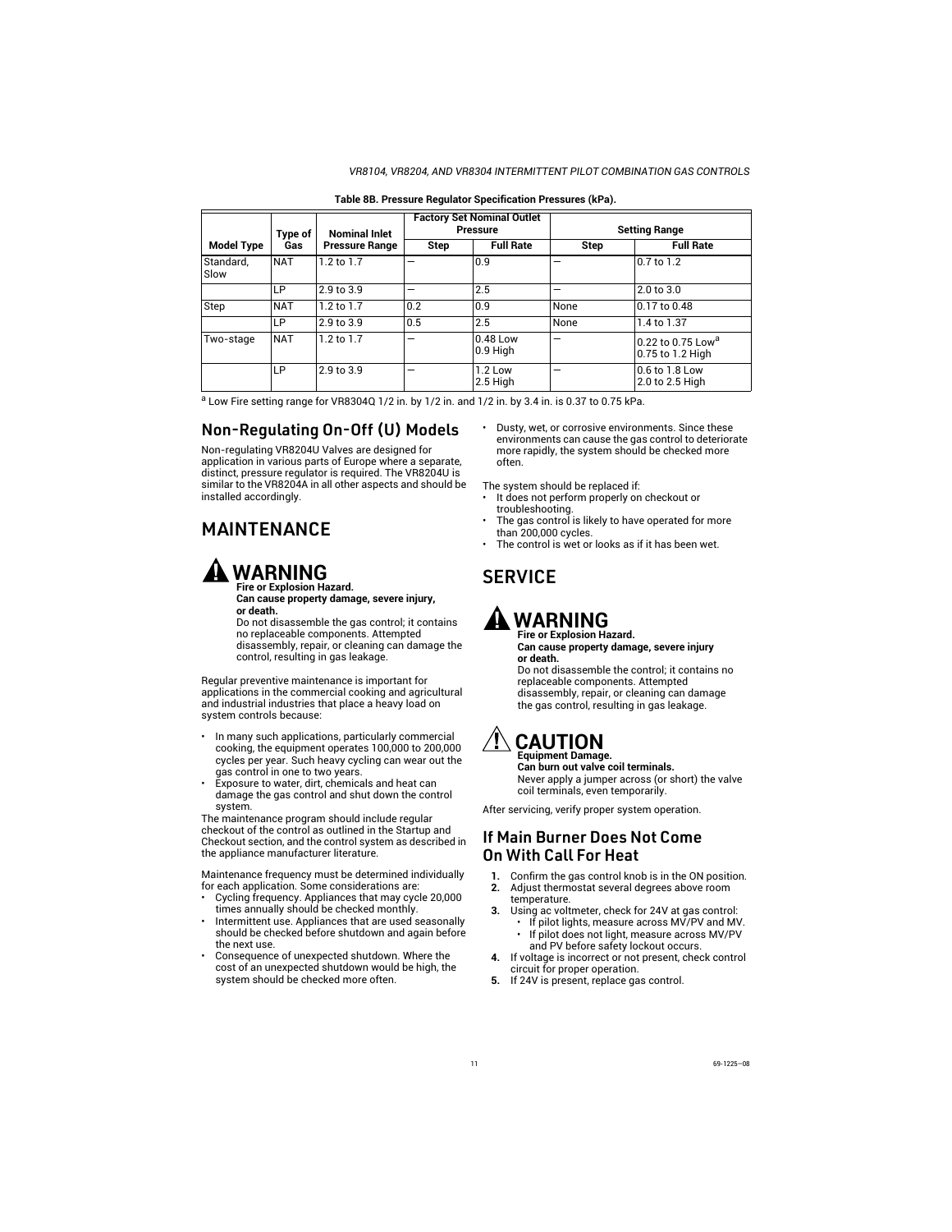Table 8B. Pressure Regulator Specification Pressures (kPa).

| Model Type | Type of Gas | Nominal Inlet Pressure Range | Factory Set Nominal Outlet Pressure | | Setting Range | |
|---|---|---|---|---|---|---|
| | | | Step | Full Rate | Step | Full Rate |
| Standard, Slow | NAT | 1.2 to 1.7 | — | 0.9 | — | 0.7 to 1.2 |
| | LP | 2.9 to 3.9 | — | 2.5 | — | 2.0 to 3.0 |
| Step | NAT | 1.2 to 1.7 | 0.2 | 0.9 | None | 0.17 to 0.48 |
| | LP | 2.9 to 3.9 | 0.5 | 2.5 | None | 1.4 to 1.37 |
| Two-stage | NAT | 1.2 to 1.7 | — | 0.48 Low 0.9 High | — | 0.22 to 0.75 Low[a] 0.75 to 1.2 High |
| | LP | 2.9 to 3.9 | — | 1.2 Low 2.5 High | — | 0.6 to 1.8 Low 2.0 to 2.5 High |

[a] Low Fire setting range for VR8304Q 1/2 in. by 1/2 in. and 1/2 in. by 3.4 in. is 0.37 to 0.75 kPa.

## Non-Regulating On-Off (U) Models

Non-regulating VR8204U Valves are designed for application in various parts of Europe where a separate, distinct, pressure regulator is required. The VR8204U is similar to the VR8204A in all other aspects and should be installed accordingly.

# MAINTENANCE

**WARNING**
**Fire or Explosion Hazard.**
**Can cause property damage, severe injury, or death.**
Do not disassemble the gas control; it contains no replaceable components. Attempted disassembly, repair, or cleaning can damage the control, resulting in gas leakage.

Regular preventive maintenance is important for applications in the commercial cooking and agricultural and industrial industries that place a heavy load on system controls because:

- In many such applications, particularly commercial cooking, the equipment operates 100,000 to 200,000 cycles per year. Such heavy cycling can wear out the gas control in one to two years.
- Exposure to water, dirt, chemicals and heat can damage the gas control and shut down the control system.

The maintenance program should include regular checkout of the control as outlined in the Startup and Checkout section, and the control system as described in the appliance manufacturer literature.

Maintenance frequency must be determined individually for each application. Some considerations are:

- Cycling frequency. Appliances that may cycle 20,000 times annually should be checked monthly.
- Intermittent use. Appliances that are used seasonally should be checked before shutdown and again before the next use.
- Consequence of unexpected shutdown. Where the cost of an unexpected shutdown would be high, the system should be checked more often.
- Dusty, wet, or corrosive environments. Since these environments can cause the gas control to deteriorate more rapidly, the system should be checked more often.

The system should be replaced if:

- It does not perform properly on checkout or troubleshooting.
- The gas control is likely to have operated for more than 200,000 cycles.
- The control is wet or looks as if it has been wet.

# SERVICE

**WARNING**
**Fire or Explosion Hazard.**
**Can cause property damage, severe injury or death.**
Do not disassemble the control; it contains no replaceable components. Attempted disassembly, repair, or cleaning can damage the gas control, resulting in gas leakage.

**CAUTION**
**Equipment Damage.**
**Can burn out valve coil terminals.**
Never apply a jumper across (or short) the valve coil terminals, even temporarily.

After servicing, verify proper system operation.

## If Main Burner Does Not Come On With Call For Heat

1. Confirm the gas control knob is in the ON position.
2. Adjust thermostat several degrees above room temperature.
3. Using ac voltmeter, check for 24V at gas control:
   - If pilot lights, measure across MV/PV and MV.
   - If pilot does not light, measure across MV/PV and PV before safety lockout occurs.
4. If voltage is incorrect or not present, check control circuit for proper operation.
5. If 24V is present, replace gas control.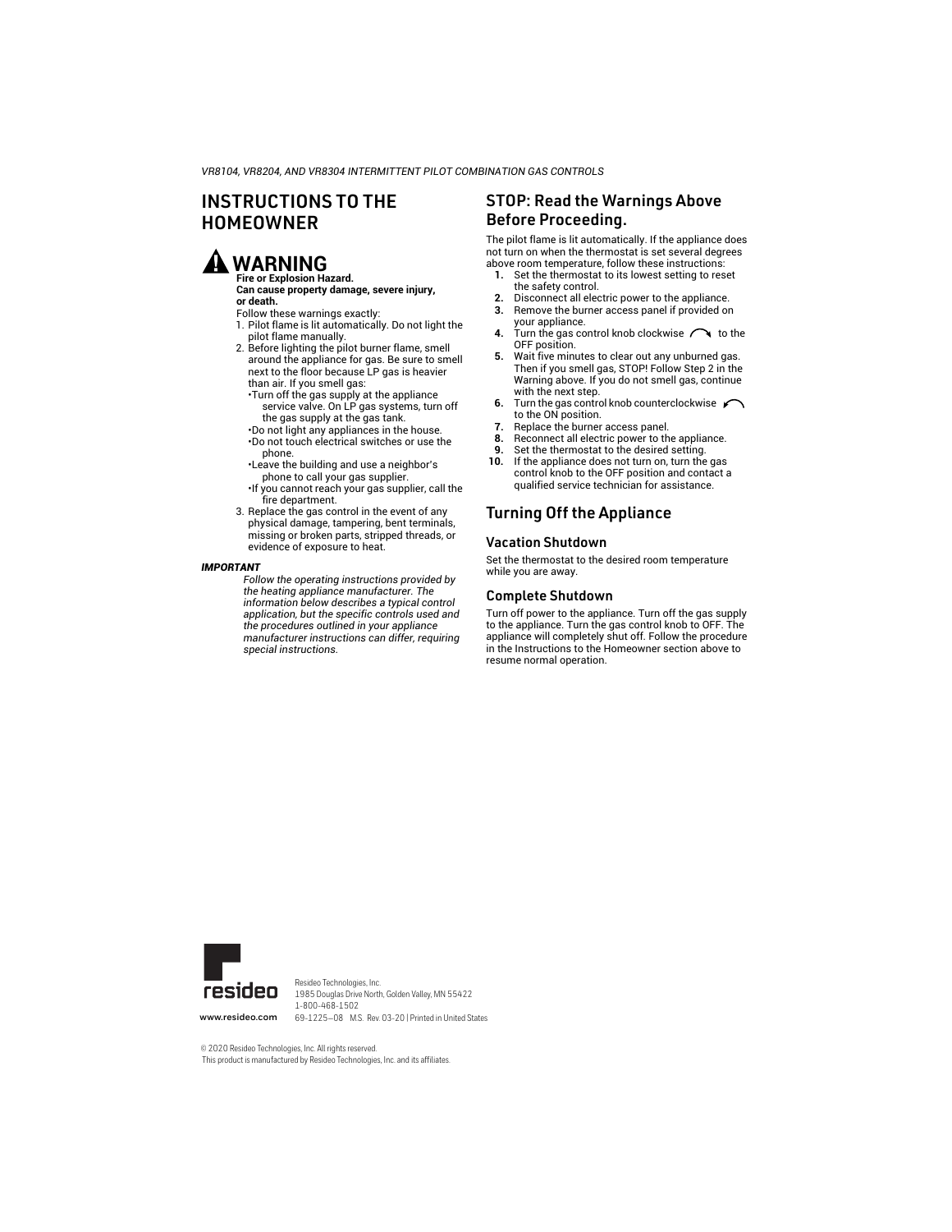# INSTRUCTIONS TO THE HOMEOWNER

## WARNING

**Fire or Explosion Hazard.**
**Can cause property damage, severe injury, or death.**

Follow these warnings exactly:

1. Pilot flame is lit automatically. Do not light the pilot flame manually.
2. Before lighting the pilot burner flame, smell around the appliance for gas. Be sure to smell next to the floor because LP gas is heavier than air. If you smell gas:
   - Turn off the gas supply at the appliance service valve. On LP gas systems, turn off the gas supply at the gas tank.
   - Do not light any appliances in the house.
   - Do not touch electrical switches or use the phone.
   - Leave the building and use a neighbor's phone to call your gas supplier.
   - If you cannot reach your gas supplier, call the fire department.
3. Replace the gas control in the event of any physical damage, tampering, bent terminals, missing or broken parts, stripped threads, or evidence of exposure to heat.

***IMPORTANT***

*Follow the operating instructions provided by the heating appliance manufacturer. The information below describes a typical control application, but the specific controls used and the procedures outlined in your appliance manufacturer instructions can differ, requiring special instructions.*

## STOP: Read the Warnings Above Before Proceeding.

The pilot flame is lit automatically. If the appliance does not turn on when the thermostat is set several degrees above room temperature, follow these instructions:

1. Set the thermostat to its lowest setting to reset the safety control.
2. Disconnect all electric power to the appliance.
3. Remove the burner access panel if provided on your appliance.
4. Turn the gas control knob clockwise ↷ to the OFF position.
5. Wait five minutes to clear out any unburned gas. Then if you smell gas, STOP! Follow Step 2 in the Warning above. If you do not smell gas, continue with the next step.
6. Turn the gas control knob counterclockwise ↶ to the ON position.
7. Replace the burner access panel.
8. Reconnect all electric power to the appliance.
9. Set the thermostat to the desired setting.
10. If the appliance does not turn on, turn the gas control knob to the OFF position and contact a qualified service technician for assistance.

## Turning Off the Appliance

### Vacation Shutdown

Set the thermostat to the desired room temperature while you are away.

### Complete Shutdown

Turn off power to the appliance. Turn off the gas supply to the appliance. Turn the gas control knob to OFF. The appliance will completely shut off. Follow the procedure in the Instructions to the Homeowner section above to resume normal operation.

resideo

Resideo Technologies, Inc.
1985 Douglas Drive North, Golden Valley, MN 55422
1-800-468-1502
69-1225—08 M.S. Rev. 03-20 | Printed in United States

www.resideo.com

© 2020 Resideo Technologies, Inc. All rights reserved.
This product is manufactured by Resideo Technologies, Inc. and its affiliates.